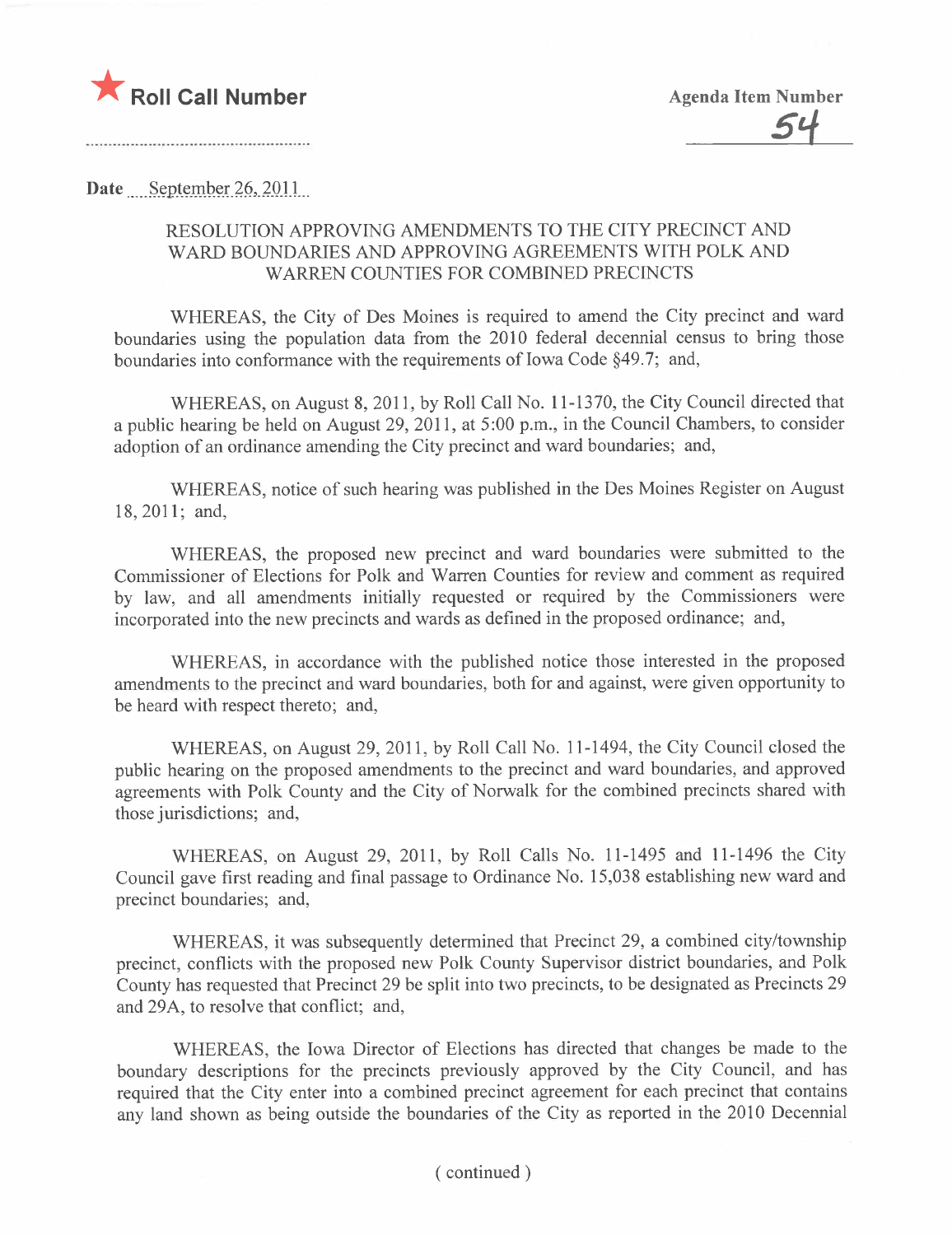★ **Roll Call Number**

**Agenda Item Number**

54

**Date** September 26, 2011

RESOLUTION APPROVING AMENDMENTS TO THE CITY PRECINCT AND WARD BOUNDARIES AND APPROVING AGREEMENTS WITH POLK AND WARREN COUNTIES FOR COMBINED PRECINCTS

WHEREAS, the City of Des Moines is required to amend the City precinct and ward boundaries using the population data from the 2010 federal decennial census to bring those boundaries into conformance with the requirements of Iowa Code §49.7; and,

WHEREAS, on August 8, 2011, by Roll Call No. 11-1370, the City Council directed that a public hearing be held on August 29, 2011, at 5:00 p.m., in the Council Chambers, to consider adoption of an ordinance amending the City precinct and ward boundaries; and,

WHEREAS, notice of such hearing was published in the Des Moines Register on August 18, 2011; and,

WHEREAS, the proposed new precinct and ward boundaries were submitted to the Commissioner of Elections for Polk and Warren Counties for review and comment as required by law, and all amendments initially requested or required by the Commissioners were incorporated into the new precincts and wards as defined in the proposed ordinance; and,

WHEREAS, in accordance with the published notice those interested in the proposed amendments to the precinct and ward boundaries, both for and against, were given opportunity to be heard with respect thereto; and,

WHEREAS, on August 29, 2011, by Roll Call No. 11-1494, the City Council closed the public hearing on the proposed amendments to the precinct and ward boundaries, and approved agreements with Polk County and the City of Norwalk for the combined precincts shared with those jurisdictions; and,

WHEREAS, on August 29, 2011, by Roll Calls No. 11-1495 and 11-1496 the City Council gave first reading and final passage to Ordinance No. 15,038 establishing new ward and precinct boundaries; and,

WHEREAS, it was subsequently determined that Precinct 29, a combined city/township precinct, conflicts with the proposed new Polk County Supervisor district boundaries, and Polk County has requested that Precinct 29 be split into two precincts, to be designated as Precincts 29 and 29A, to resolve that conflict; and,

WHEREAS, the Iowa Director of Elections has directed that changes be made to the boundary descriptions for the precincts previously approved by the City Council, and has required that the City enter into a combined precinct agreement for each precinct that contains any land shown as being outside the boundaries of the City as reported in the 2010 Decennial

( continued )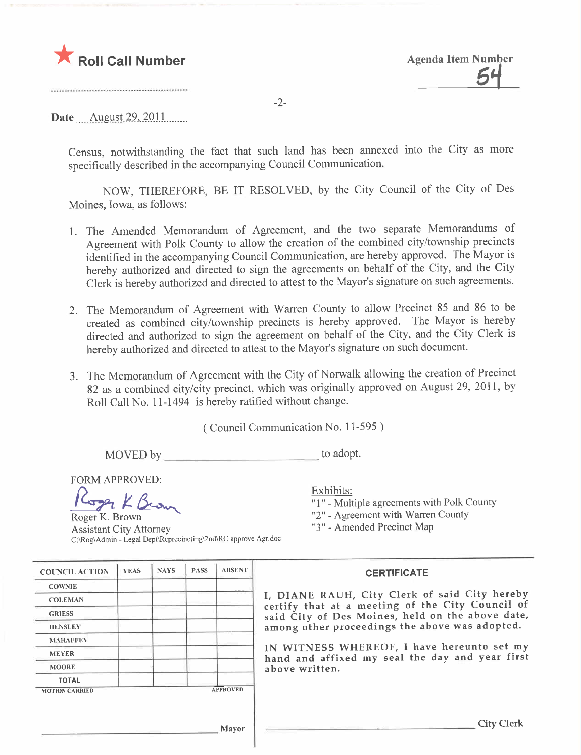★ **Roll Call Number**

Agenda Item Number
54

Date August 29, 2011

Census, notwithstanding the fact that such land has been annexed into the City as more specifically described in the accompanying Council Communication.

NOW, THEREFORE, BE IT RESOLVED, by the City Council of the City of Des Moines, Iowa, as follows:

1. The Amended Memorandum of Agreement, and the two separate Memorandums of Agreement with Polk County to allow the creation of the combined city/township precincts identified in the accompanying Council Communication, are hereby approved. The Mayor is hereby authorized and directed to sign the agreements on behalf of the City, and the City Clerk is hereby authorized and directed to attest to the Mayor's signature on such agreements.

2. The Memorandum of Agreement with Warren County to allow Precinct 85 and 86 to be created as combined city/township precincts is hereby approved. The Mayor is hereby directed and authorized to sign the agreement on behalf of the City, and the City Clerk is hereby authorized and directed to attest to the Mayor's signature on such document.

3. The Memorandum of Agreement with the City of Norwalk allowing the creation of Precinct 82 as a combined city/city precinct, which was originally approved on August 29, 2011, by Roll Call No. 11-1494 is hereby ratified without change.

( Council Communication No. 11-595 )

MOVED by ______________________ to adopt.

FORM APPROVED:

Roger K. Brown
Assistant City Attorney
C:\Rog\Admin - Legal Dept\Reprecincting\2nd\RC approve Agr.doc

Exhibits:
"1" - Multiple agreements with Polk County
"2" - Agreement with Warren County
"3" - Amended Precinct Map

| COUNCIL ACTION | YEAS | NAYS | PASS | ABSENT |
|---|---|---|---|---|
| COWNIE | | | | |
| COLEMAN | | | | |
| GRIESS | | | | |
| HENSLEY | | | | |
| MAHAFFEY | | | | |
| MEYER | | | | |
| MOORE | | | | |
| TOTAL | | | | |
| MOTION CARRIED | | | | APPROVED |

______________________ Mayor

**CERTIFICATE**

I, DIANE RAUH, City Clerk of said City hereby certify that at a meeting of the City Council of said City of Des Moines, held on the above date, among other proceedings the above was adopted.

IN WITNESS WHEREOF, I have hereunto set my hand and affixed my seal the day and year first above written.

______________________ City Clerk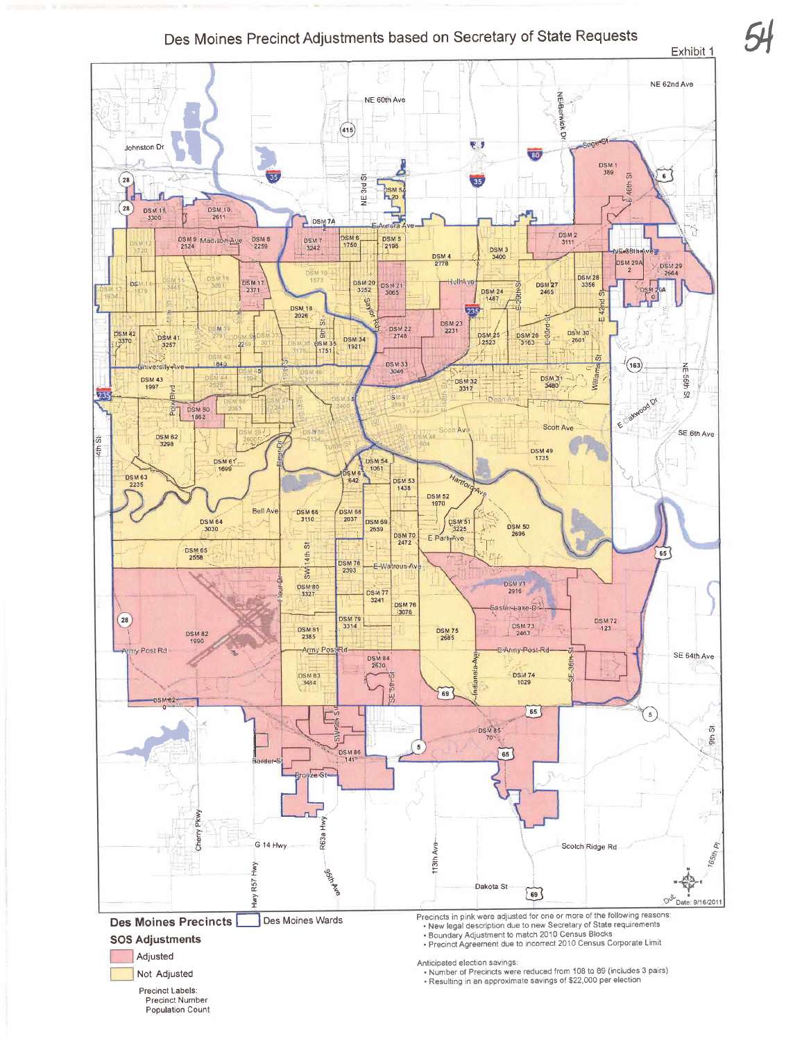# Des Moines Precinct Adjustments based on Secretary of State Requests

Exhibit 1

**Des Moines Precincts** — Des Moines Wards

**SOS Adjustments**

- Adjusted
- Not Adjusted

Precinct Labels:
Precinct Number
Population Count

Precincts in pink were adjusted for one or more of the following reasons:

- New legal description due to new Secretary of State requirements
- Boundary Adjustment to match 2010 Census Blocks
- Precinct Agreement due to incorrect 2010 Census Corporate Limit

Anticipated election savings:

- Number of Precincts were reduced from 108 to 89 (includes 3 pairs)
- Resulting in an approximate savings of $22,000 per election

Date: 9/16/2011